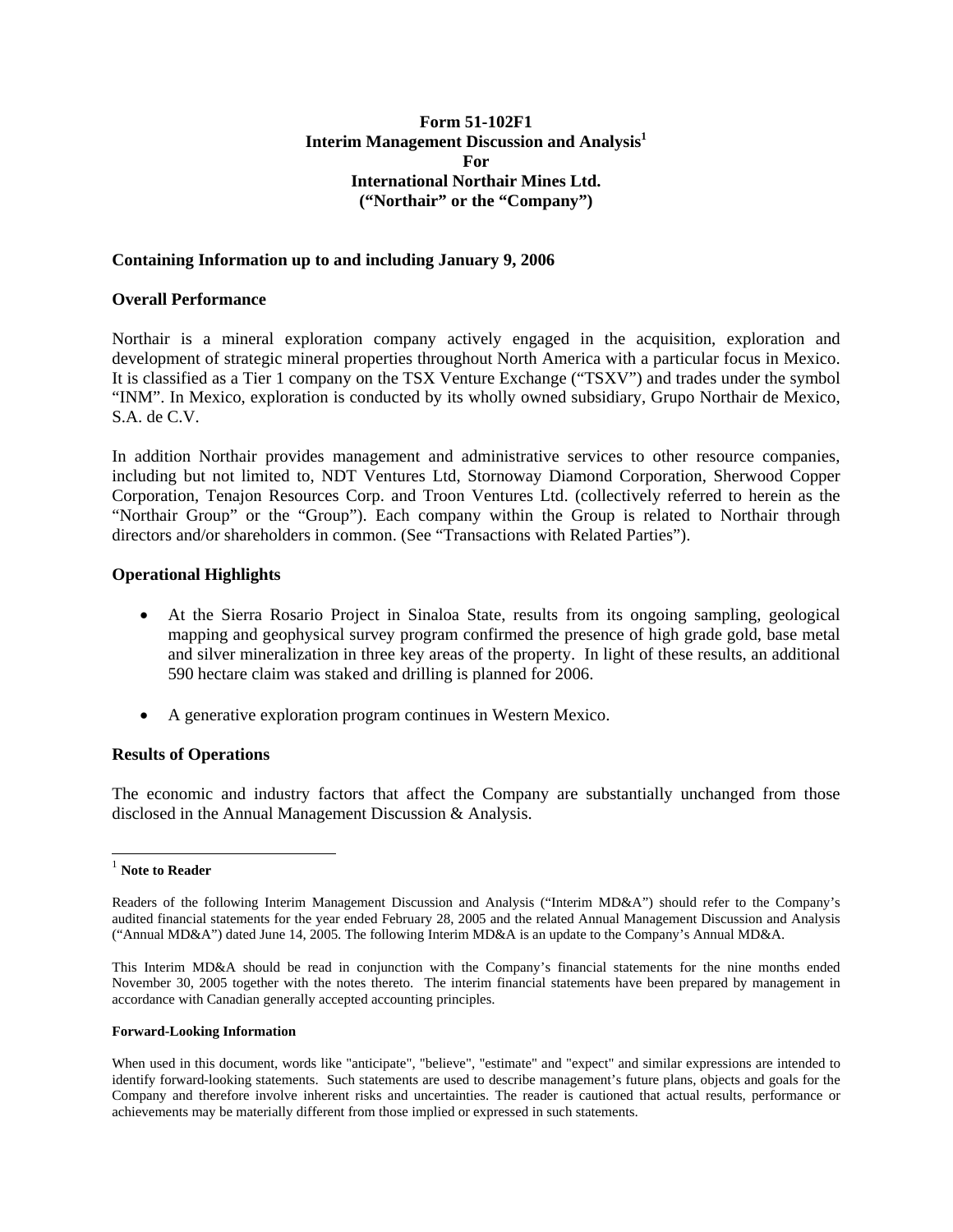**Form 51-102F1**
**Interim Management Discussion and Analysis[1]**
**For**
**International Northair Mines Ltd.**
**("Northair" or the "Company")**

## Containing Information up to and including January 9, 2006

## Overall Performance

Northair is a mineral exploration company actively engaged in the acquisition, exploration and development of strategic mineral properties throughout North America with a particular focus in Mexico. It is classified as a Tier 1 company on the TSX Venture Exchange ("TSXV") and trades under the symbol "INM". In Mexico, exploration is conducted by its wholly owned subsidiary, Grupo Northair de Mexico, S.A. de C.V.

In addition Northair provides management and administrative services to other resource companies, including but not limited to, NDT Ventures Ltd, Stornoway Diamond Corporation, Sherwood Copper Corporation, Tenajon Resources Corp. and Troon Ventures Ltd. (collectively referred to herein as the "Northair Group" or the "Group"). Each company within the Group is related to Northair through directors and/or shareholders in common. (See "Transactions with Related Parties").

## Operational Highlights

- At the Sierra Rosario Project in Sinaloa State, results from its ongoing sampling, geological mapping and geophysical survey program confirmed the presence of high grade gold, base metal and silver mineralization in three key areas of the property. In light of these results, an additional 590 hectare claim was staked and drilling is planned for 2006.
- A generative exploration program continues in Western Mexico.

## Results of Operations

The economic and industry factors that affect the Company are substantially unchanged from those disclosed in the Annual Management Discussion & Analysis.

---

[1] **Note to Reader**

Readers of the following Interim Management Discussion and Analysis ("Interim MD&A") should refer to the Company's audited financial statements for the year ended February 28, 2005 and the related Annual Management Discussion and Analysis ("Annual MD&A") dated June 14, 2005. The following Interim MD&A is an update to the Company's Annual MD&A.

This Interim MD&A should be read in conjunction with the Company's financial statements for the nine months ended November 30, 2005 together with the notes thereto. The interim financial statements have been prepared by management in accordance with Canadian generally accepted accounting principles.

**Forward-Looking Information**

When used in this document, words like "anticipate", "believe", "estimate" and "expect" and similar expressions are intended to identify forward-looking statements. Such statements are used to describe management's future plans, objects and goals for the Company and therefore involve inherent risks and uncertainties. The reader is cautioned that actual results, performance or achievements may be materially different from those implied or expressed in such statements.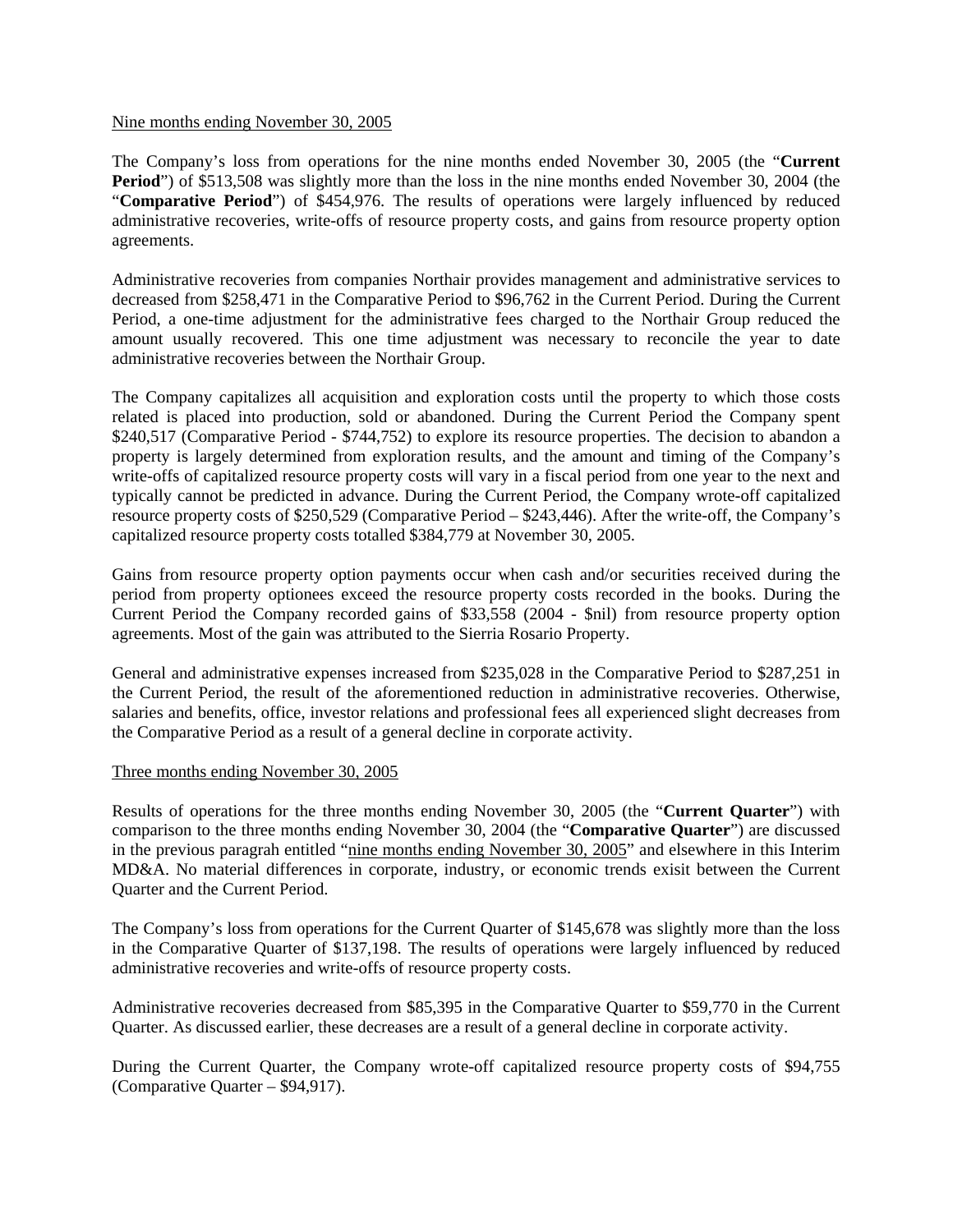Nine months ending November 30, 2005

The Company's loss from operations for the nine months ended November 30, 2005 (the "**Current Period**") of $513,508 was slightly more than the loss in the nine months ended November 30, 2004 (the "**Comparative Period**") of $454,976. The results of operations were largely influenced by reduced administrative recoveries, write-offs of resource property costs, and gains from resource property option agreements.

Administrative recoveries from companies Northair provides management and administrative services to decreased from $258,471 in the Comparative Period to $96,762 in the Current Period. During the Current Period, a one-time adjustment for the administrative fees charged to the Northair Group reduced the amount usually recovered. This one time adjustment was necessary to reconcile the year to date administrative recoveries between the Northair Group.

The Company capitalizes all acquisition and exploration costs until the property to which those costs related is placed into production, sold or abandoned. During the Current Period the Company spent $240,517 (Comparative Period - $744,752) to explore its resource properties. The decision to abandon a property is largely determined from exploration results, and the amount and timing of the Company's write-offs of capitalized resource property costs will vary in a fiscal period from one year to the next and typically cannot be predicted in advance. During the Current Period, the Company wrote-off capitalized resource property costs of $250,529 (Comparative Period – $243,446). After the write-off, the Company's capitalized resource property costs totalled $384,779 at November 30, 2005.

Gains from resource property option payments occur when cash and/or securities received during the period from property optionees exceed the resource property costs recorded in the books. During the Current Period the Company recorded gains of $33,558 (2004 - $nil) from resource property option agreements. Most of the gain was attributed to the Sierria Rosario Property.

General and administrative expenses increased from $235,028 in the Comparative Period to $287,251 in the Current Period, the result of the aforementioned reduction in administrative recoveries. Otherwise, salaries and benefits, office, investor relations and professional fees all experienced slight decreases from the Comparative Period as a result of a general decline in corporate activity.

Three months ending November 30, 2005

Results of operations for the three months ending November 30, 2005 (the "**Current Quarter**") with comparison to the three months ending November 30, 2004 (the "**Comparative Quarter**") are discussed in the previous paragrah entitled "nine months ending November 30, 2005" and elsewhere in this Interim MD&A. No material differences in corporate, industry, or economic trends exisit between the Current Quarter and the Current Period.

The Company's loss from operations for the Current Quarter of $145,678 was slightly more than the loss in the Comparative Quarter of $137,198. The results of operations were largely influenced by reduced administrative recoveries and write-offs of resource property costs.

Administrative recoveries decreased from $85,395 in the Comparative Quarter to $59,770 in the Current Quarter. As discussed earlier, these decreases are a result of a general decline in corporate activity.

During the Current Quarter, the Company wrote-off capitalized resource property costs of $94,755 (Comparative Quarter – $94,917).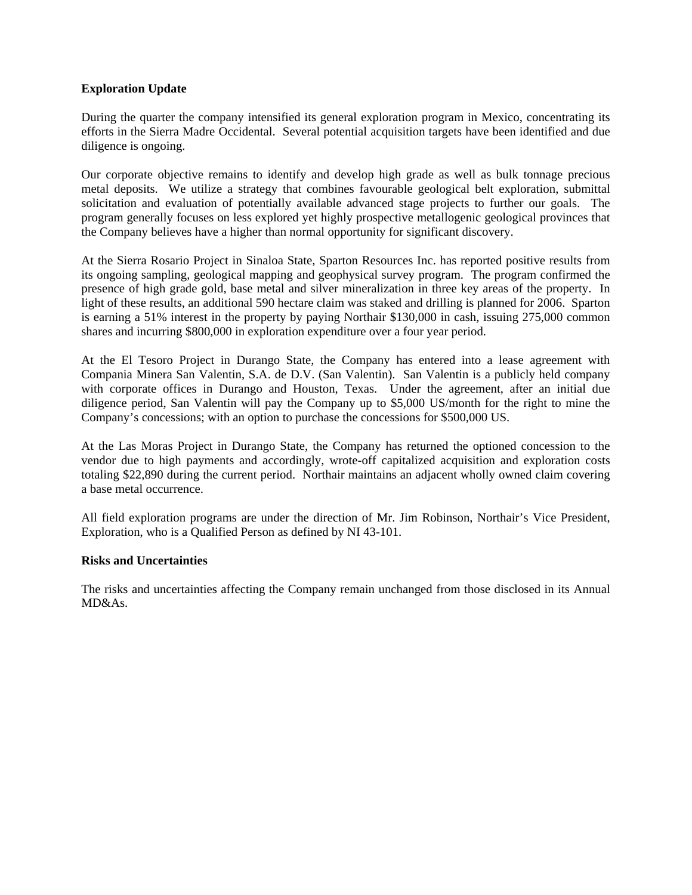**Exploration Update**

During the quarter the company intensified its general exploration program in Mexico, concentrating its efforts in the Sierra Madre Occidental. Several potential acquisition targets have been identified and due diligence is ongoing.

Our corporate objective remains to identify and develop high grade as well as bulk tonnage precious metal deposits. We utilize a strategy that combines favourable geological belt exploration, submittal solicitation and evaluation of potentially available advanced stage projects to further our goals. The program generally focuses on less explored yet highly prospective metallogenic geological provinces that the Company believes have a higher than normal opportunity for significant discovery.

At the Sierra Rosario Project in Sinaloa State, Sparton Resources Inc. has reported positive results from its ongoing sampling, geological mapping and geophysical survey program. The program confirmed the presence of high grade gold, base metal and silver mineralization in three key areas of the property. In light of these results, an additional 590 hectare claim was staked and drilling is planned for 2006. Sparton is earning a 51% interest in the property by paying Northair $130,000 in cash, issuing 275,000 common shares and incurring $800,000 in exploration expenditure over a four year period.

At the El Tesoro Project in Durango State, the Company has entered into a lease agreement with Compania Minera San Valentin, S.A. de D.V. (San Valentin). San Valentin is a publicly held company with corporate offices in Durango and Houston, Texas. Under the agreement, after an initial due diligence period, San Valentin will pay the Company up to $5,000 US/month for the right to mine the Company's concessions; with an option to purchase the concessions for $500,000 US.

At the Las Moras Project in Durango State, the Company has returned the optioned concession to the vendor due to high payments and accordingly, wrote-off capitalized acquisition and exploration costs totaling $22,890 during the current period. Northair maintains an adjacent wholly owned claim covering a base metal occurrence.

All field exploration programs are under the direction of Mr. Jim Robinson, Northair's Vice President, Exploration, who is a Qualified Person as defined by NI 43-101.

**Risks and Uncertainties**

The risks and uncertainties affecting the Company remain unchanged from those disclosed in its Annual MD&As.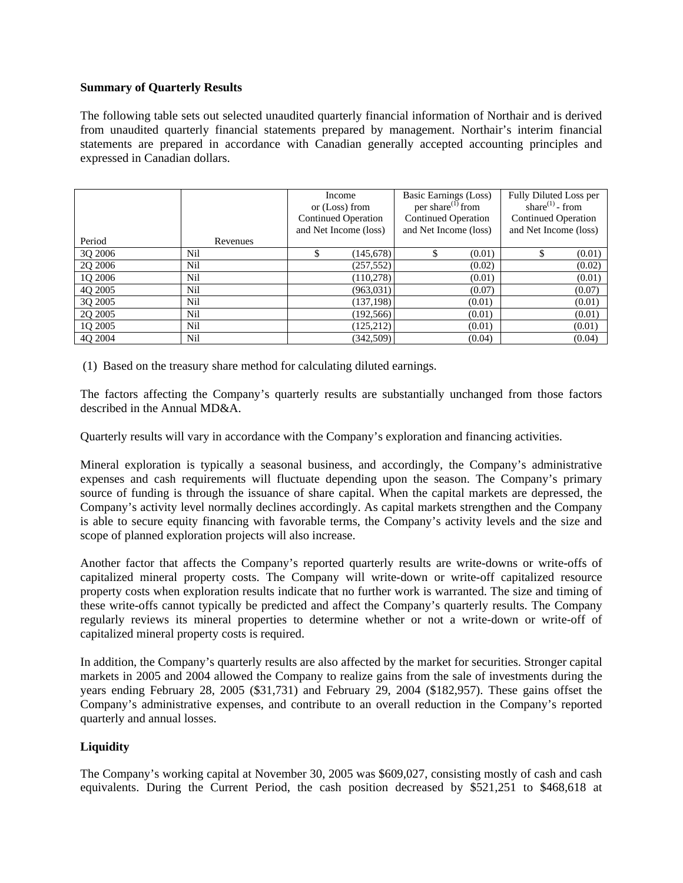**Summary of Quarterly Results**

The following table sets out selected unaudited quarterly financial information of Northair and is derived from unaudited quarterly financial statements prepared by management. Northair's interim financial statements are prepared in accordance with Canadian generally accepted accounting principles and expressed in Canadian dollars.

| Period | Revenues | Income or (Loss) from Continued Operation and Net Income (loss) | Basic Earnings (Loss) per share[(1)] from Continued Operation and Net Income (loss) | Fully Diluted Loss per share[(1)] - from Continued Operation and Net Income (loss) |
|---|---|---|---|---|
| 3Q 2006 | Nil | $ (145,678) | $ (0.01) | $ (0.01) |
| 2Q 2006 | Nil | (257,552) | (0.02) | (0.02) |
| 1Q 2006 | Nil | (110,278) | (0.01) | (0.01) |
| 4Q 2005 | Nil | (963,031) | (0.07) | (0.07) |
| 3Q 2005 | Nil | (137,198) | (0.01) | (0.01) |
| 2Q 2005 | Nil | (192,566) | (0.01) | (0.01) |
| 1Q 2005 | Nil | (125,212) | (0.01) | (0.01) |
| 4Q 2004 | Nil | (342,509) | (0.04) | (0.04) |

(1) Based on the treasury share method for calculating diluted earnings.

The factors affecting the Company's quarterly results are substantially unchanged from those factors described in the Annual MD&A.

Quarterly results will vary in accordance with the Company's exploration and financing activities.

Mineral exploration is typically a seasonal business, and accordingly, the Company's administrative expenses and cash requirements will fluctuate depending upon the season. The Company's primary source of funding is through the issuance of share capital. When the capital markets are depressed, the Company's activity level normally declines accordingly. As capital markets strengthen and the Company is able to secure equity financing with favorable terms, the Company's activity levels and the size and scope of planned exploration projects will also increase.

Another factor that affects the Company's reported quarterly results are write-downs or write-offs of capitalized mineral property costs. The Company will write-down or write-off capitalized resource property costs when exploration results indicate that no further work is warranted. The size and timing of these write-offs cannot typically be predicted and affect the Company's quarterly results. The Company regularly reviews its mineral properties to determine whether or not a write-down or write-off of capitalized mineral property costs is required.

In addition, the Company's quarterly results are also affected by the market for securities. Stronger capital markets in 2005 and 2004 allowed the Company to realize gains from the sale of investments during the years ending February 28, 2005 ($31,731) and February 29, 2004 ($182,957). These gains offset the Company's administrative expenses, and contribute to an overall reduction in the Company's reported quarterly and annual losses.

**Liquidity**

The Company's working capital at November 30, 2005 was $609,027, consisting mostly of cash and cash equivalents. During the Current Period, the cash position decreased by $521,251 to $468,618 at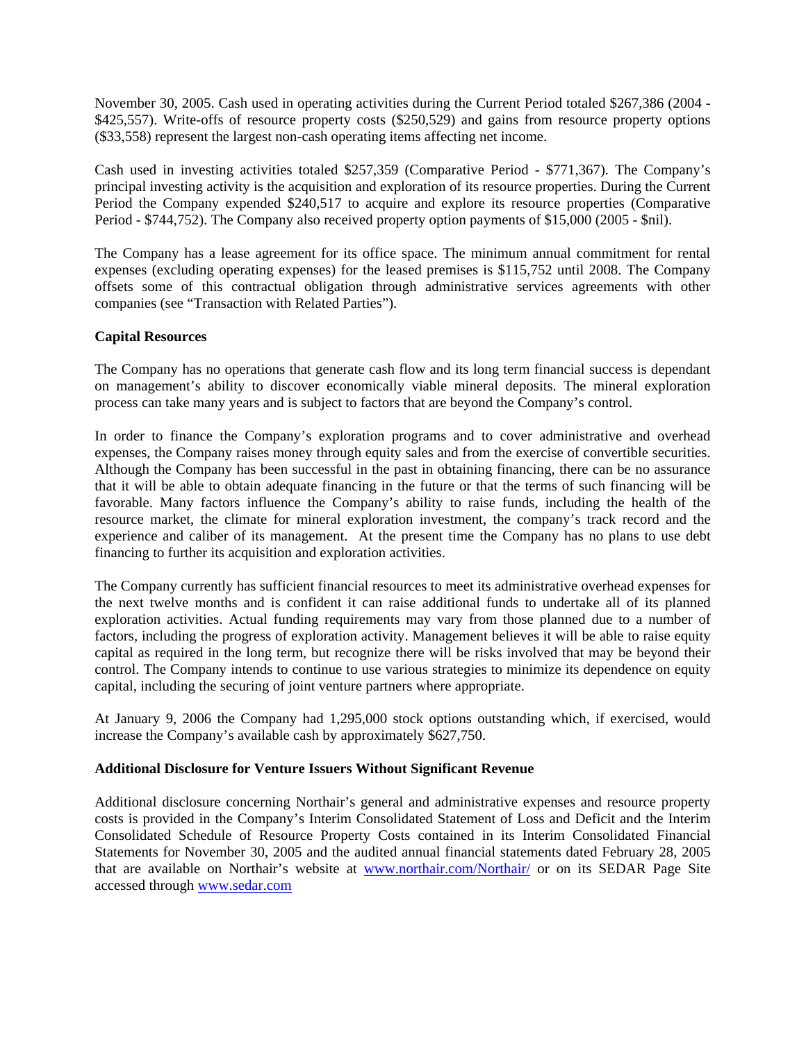November 30, 2005. Cash used in operating activities during the Current Period totaled $267,386 (2004 - $425,557). Write-offs of resource property costs ($250,529) and gains from resource property options ($33,558) represent the largest non-cash operating items affecting net income.

Cash used in investing activities totaled $257,359 (Comparative Period - $771,367). The Company's principal investing activity is the acquisition and exploration of its resource properties. During the Current Period the Company expended $240,517 to acquire and explore its resource properties (Comparative Period - $744,752). The Company also received property option payments of $15,000 (2005 - $nil).

The Company has a lease agreement for its office space. The minimum annual commitment for rental expenses (excluding operating expenses) for the leased premises is $115,752 until 2008. The Company offsets some of this contractual obligation through administrative services agreements with other companies (see "Transaction with Related Parties").

**Capital Resources**

The Company has no operations that generate cash flow and its long term financial success is dependant on management's ability to discover economically viable mineral deposits. The mineral exploration process can take many years and is subject to factors that are beyond the Company's control.

In order to finance the Company's exploration programs and to cover administrative and overhead expenses, the Company raises money through equity sales and from the exercise of convertible securities. Although the Company has been successful in the past in obtaining financing, there can be no assurance that it will be able to obtain adequate financing in the future or that the terms of such financing will be favorable. Many factors influence the Company's ability to raise funds, including the health of the resource market, the climate for mineral exploration investment, the company's track record and the experience and caliber of its management. At the present time the Company has no plans to use debt financing to further its acquisition and exploration activities.

The Company currently has sufficient financial resources to meet its administrative overhead expenses for the next twelve months and is confident it can raise additional funds to undertake all of its planned exploration activities. Actual funding requirements may vary from those planned due to a number of factors, including the progress of exploration activity. Management believes it will be able to raise equity capital as required in the long term, but recognize there will be risks involved that may be beyond their control. The Company intends to continue to use various strategies to minimize its dependence on equity capital, including the securing of joint venture partners where appropriate.

At January 9, 2006 the Company had 1,295,000 stock options outstanding which, if exercised, would increase the Company's available cash by approximately $627,750.

**Additional Disclosure for Venture Issuers Without Significant Revenue**

Additional disclosure concerning Northair's general and administrative expenses and resource property costs is provided in the Company's Interim Consolidated Statement of Loss and Deficit and the Interim Consolidated Schedule of Resource Property Costs contained in its Interim Consolidated Financial Statements for November 30, 2005 and the audited annual financial statements dated February 28, 2005 that are available on Northair's website at [www.northair.com/Northair/](www.northair.com/Northair/) or on its SEDAR Page Site accessed through [www.sedar.com](www.sedar.com)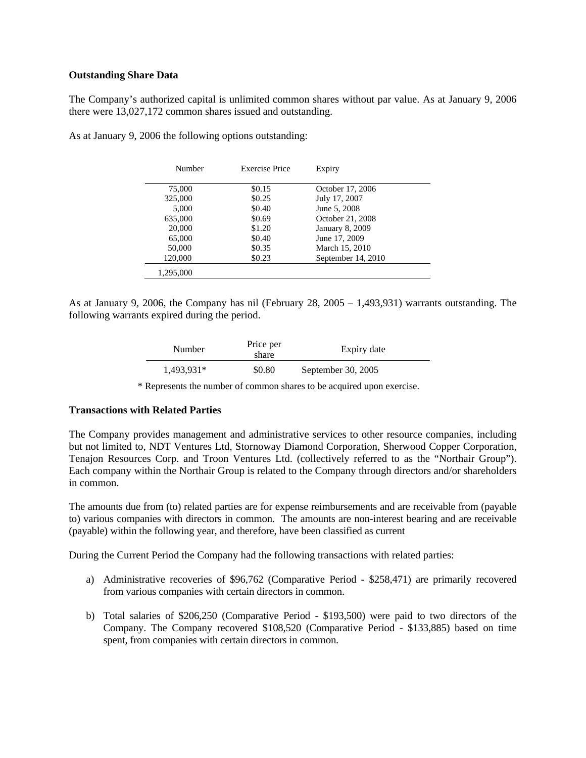**Outstanding Share Data**

The Company's authorized capital is unlimited common shares without par value. As at January 9, 2006 there were 13,027,172 common shares issued and outstanding.

As at January 9, 2006 the following options outstanding:

| Number | Exercise Price | Expiry |
|---|---|---|
| 75,000 | $0.15 | October 17, 2006 |
| 325,000 | $0.25 | July 17, 2007 |
| 5,000 | $0.40 | June 5, 2008 |
| 635,000 | $0.69 | October 21, 2008 |
| 20,000 | $1.20 | January 8, 2009 |
| 65,000 | $0.40 | June 17, 2009 |
| 50,000 | $0.35 | March 15, 2010 |
| 120,000 | $0.23 | September 14, 2010 |
| 1,295,000 | | |

As at January 9, 2006, the Company has nil (February 28, 2005 – 1,493,931) warrants outstanding. The following warrants expired during the period.

| Number | Price per share | Expiry date |
|---|---|---|
| 1,493,931* | $0.80 | September 30, 2005 |

\* Represents the number of common shares to be acquired upon exercise.

**Transactions with Related Parties**

The Company provides management and administrative services to other resource companies, including but not limited to, NDT Ventures Ltd, Stornoway Diamond Corporation, Sherwood Copper Corporation, Tenajon Resources Corp. and Troon Ventures Ltd. (collectively referred to as the "Northair Group"). Each company within the Northair Group is related to the Company through directors and/or shareholders in common.

The amounts due from (to) related parties are for expense reimbursements and are receivable from (payable to) various companies with directors in common. The amounts are non-interest bearing and are receivable (payable) within the following year, and therefore, have been classified as current

During the Current Period the Company had the following transactions with related parties:

a) Administrative recoveries of $96,762 (Comparative Period - $258,471) are primarily recovered from various companies with certain directors in common.

b) Total salaries of $206,250 (Comparative Period - $193,500) were paid to two directors of the Company. The Company recovered $108,520 (Comparative Period - $133,885) based on time spent, from companies with certain directors in common.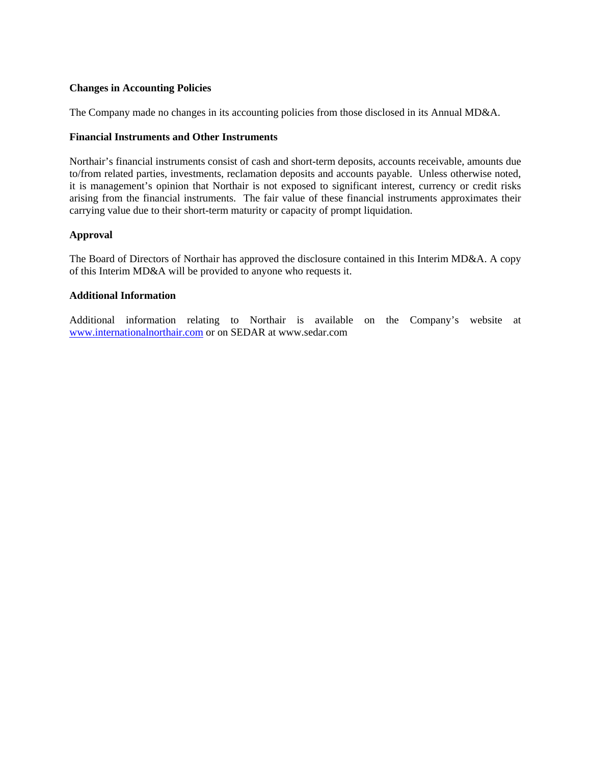**Changes in Accounting Policies**

The Company made no changes in its accounting policies from those disclosed in its Annual MD&A.

**Financial Instruments and Other Instruments**

Northair's financial instruments consist of cash and short-term deposits, accounts receivable, amounts due to/from related parties, investments, reclamation deposits and accounts payable. Unless otherwise noted, it is management's opinion that Northair is not exposed to significant interest, currency or credit risks arising from the financial instruments. The fair value of these financial instruments approximates their carrying value due to their short-term maturity or capacity of prompt liquidation.

**Approval**

The Board of Directors of Northair has approved the disclosure contained in this Interim MD&A. A copy of this Interim MD&A will be provided to anyone who requests it.

**Additional Information**

Additional information relating to Northair is available on the Company's website at www.internationalnorthair.com or on SEDAR at www.sedar.com